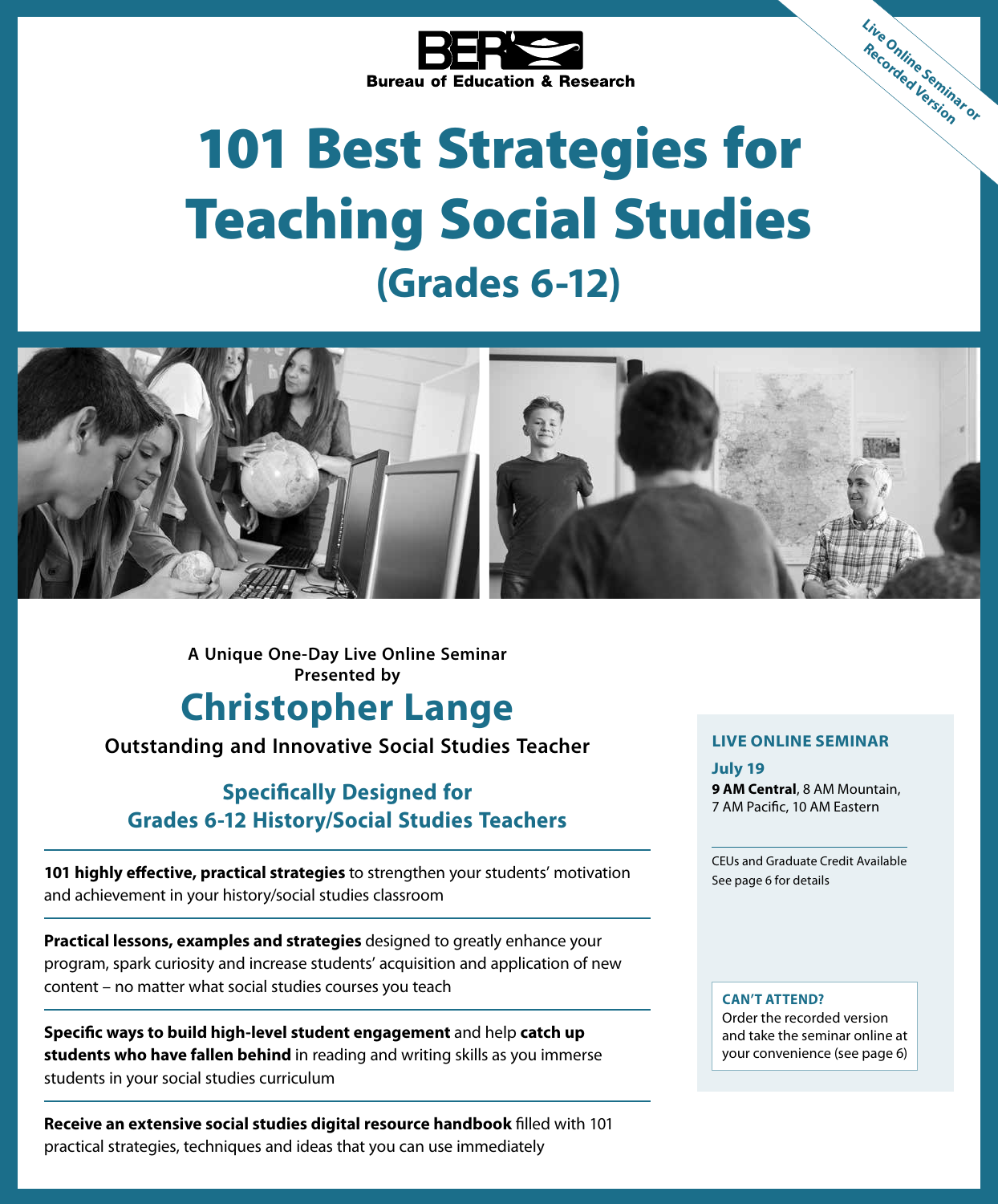BER Bureau of Education & Research

Live Online Seminar or Recorded Version

# 101 Best Strategies for Teaching Social Studies

## (Grades 6-12)

**A Unique One-Day Live Online Seminar**
**Presented by**

## Christopher Lange

**Outstanding and Innovative Social Studies Teacher**

### Specifically Designed for Grades 6-12 History/Social Studies Teachers

**101 highly effective, practical strategies** to strengthen your students' motivation and achievement in your history/social studies classroom

**Practical lessons, examples and strategies** designed to greatly enhance your program, spark curiosity and increase students' acquisition and application of new content – no matter what social studies courses you teach

**Specific ways to build high-level student engagement** and help **catch up students who have fallen behind** in reading and writing skills as you immerse students in your social studies curriculum

**Receive an extensive social studies digital resource handbook** filled with 101 practical strategies, techniques and ideas that you can use immediately

**LIVE ONLINE SEMINAR**

**July 19**
**9 AM Central**, 8 AM Mountain, 7 AM Pacific, 10 AM Eastern

CEUs and Graduate Credit Available
See page 6 for details

**CAN'T ATTEND?**
Order the recorded version and take the seminar online at your convenience (see page 6)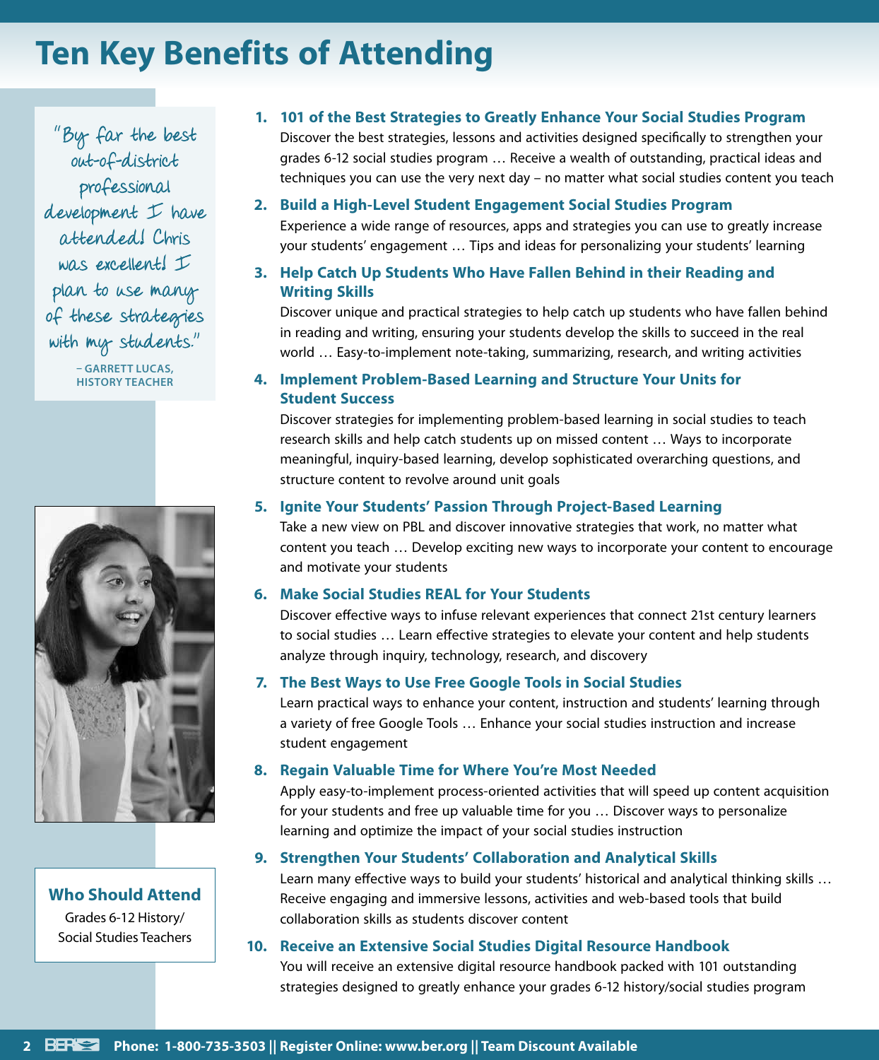# Ten Key Benefits of Attending

"By far the best out-of-district professional development I have attended! Chris was excellent! I plan to use many of these strategies with my students."

– GARRETT LUCAS, HISTORY TEACHER

### Who Should Attend

Grades 6-12 History/ Social Studies Teachers

1. **101 of the Best Strategies to Greatly Enhance Your Social Studies Program**
   Discover the best strategies, lessons and activities designed specifically to strengthen your grades 6-12 social studies program … Receive a wealth of outstanding, practical ideas and techniques you can use the very next day – no matter what social studies content you teach

2. **Build a High-Level Student Engagement Social Studies Program**
   Experience a wide range of resources, apps and strategies you can use to greatly increase your students' engagement … Tips and ideas for personalizing your students' learning

3. **Help Catch Up Students Who Have Fallen Behind in their Reading and Writing Skills**
   Discover unique and practical strategies to help catch up students who have fallen behind in reading and writing, ensuring your students develop the skills to succeed in the real world … Easy-to-implement note-taking, summarizing, research, and writing activities

4. **Implement Problem-Based Learning and Structure Your Units for Student Success**
   Discover strategies for implementing problem-based learning in social studies to teach research skills and help catch students up on missed content … Ways to incorporate meaningful, inquiry-based learning, develop sophisticated overarching questions, and structure content to revolve around unit goals

5. **Ignite Your Students' Passion Through Project-Based Learning**
   Take a new view on PBL and discover innovative strategies that work, no matter what content you teach … Develop exciting new ways to incorporate your content to encourage and motivate your students

6. **Make Social Studies REAL for Your Students**
   Discover effective ways to infuse relevant experiences that connect 21st century learners to social studies … Learn effective strategies to elevate your content and help students analyze through inquiry, technology, research, and discovery

7. **The Best Ways to Use Free Google Tools in Social Studies**
   Learn practical ways to enhance your content, instruction and students' learning through a variety of free Google Tools … Enhance your social studies instruction and increase student engagement

8. **Regain Valuable Time for Where You're Most Needed**
   Apply easy-to-implement process-oriented activities that will speed up content acquisition for your students and free up valuable time for you … Discover ways to personalize learning and optimize the impact of your social studies instruction

9. **Strengthen Your Students' Collaboration and Analytical Skills**
   Learn many effective ways to build your students' historical and analytical thinking skills … Receive engaging and immersive lessons, activities and web-based tools that build collaboration skills as students discover content

10. **Receive an Extensive Social Studies Digital Resource Handbook**
    You will receive an extensive digital resource handbook packed with 101 outstanding strategies designed to greatly enhance your grades 6-12 history/social studies program

Phone: 1-800-735-3503 || Register Online: www.ber.org || Team Discount Available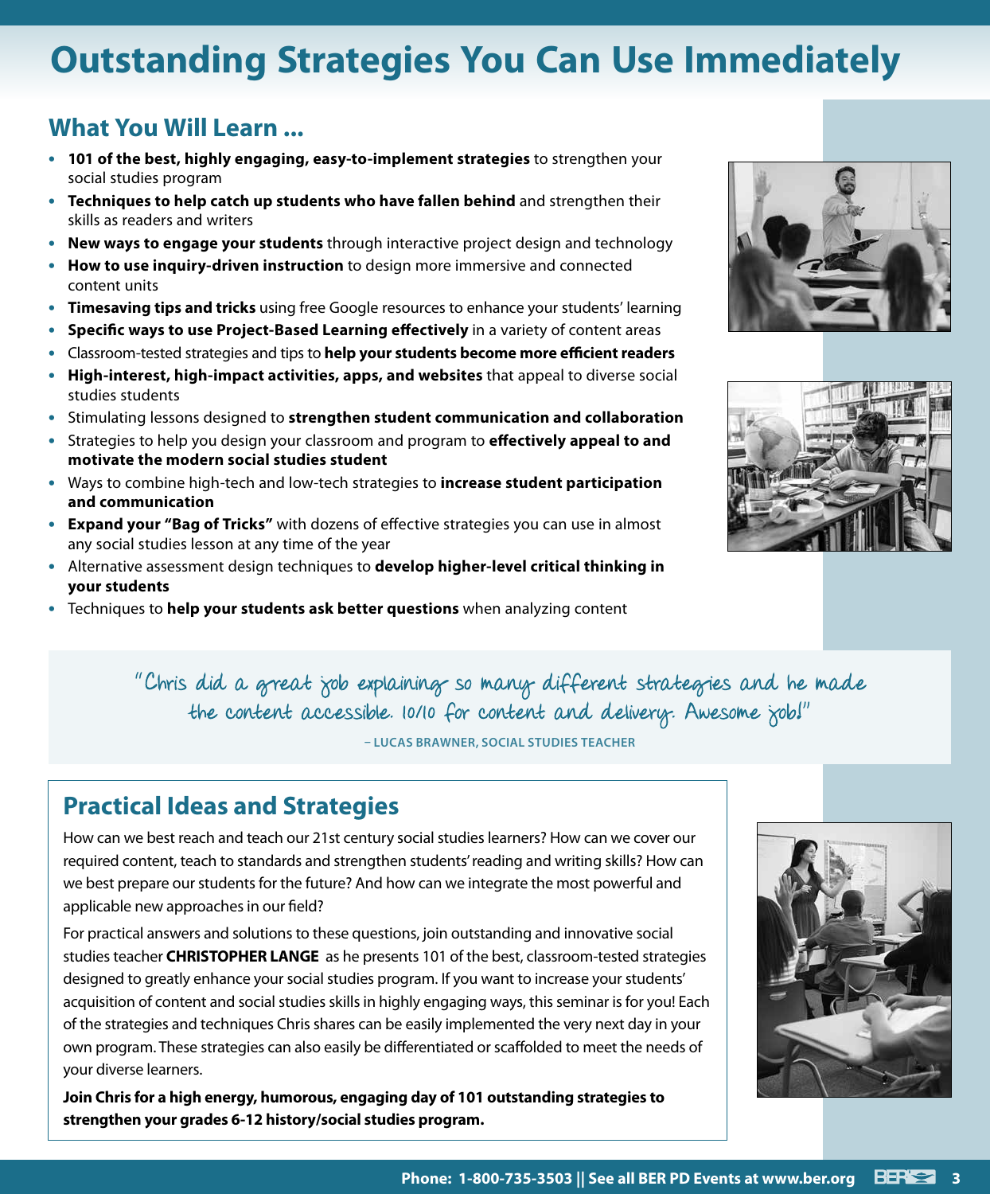# Outstanding Strategies You Can Use Immediately

## What You Will Learn ...

- **101 of the best, highly engaging, easy-to-implement strategies** to strengthen your social studies program
- **Techniques to help catch up students who have fallen behind** and strengthen their skills as readers and writers
- **New ways to engage your students** through interactive project design and technology
- **How to use inquiry-driven instruction** to design more immersive and connected content units
- **Timesaving tips and tricks** using free Google resources to enhance your students' learning
- **Specific ways to use Project-Based Learning effectively** in a variety of content areas
- Classroom-tested strategies and tips to **help your students become more efficient readers**
- **High-interest, high-impact activities, apps, and websites** that appeal to diverse social studies students
- Stimulating lessons designed to **strengthen student communication and collaboration**
- Strategies to help you design your classroom and program to **effectively appeal to and motivate the modern social studies student**
- Ways to combine high-tech and low-tech strategies to **increase student participation and communication**
- **Expand your "Bag of Tricks"** with dozens of effective strategies you can use in almost any social studies lesson at any time of the year
- Alternative assessment design techniques to **develop higher-level critical thinking in your students**
- Techniques to **help your students ask better questions** when analyzing content

> "Chris did a great job explaining so many different strategies and he made the content accessible. 10/10 for content and delivery. Awesome job!"
>
> – LUCAS BRAWNER, SOCIAL STUDIES TEACHER

## Practical Ideas and Strategies

How can we best reach and teach our 21st century social studies learners? How can we cover our required content, teach to standards and strengthen students' reading and writing skills? How can we best prepare our students for the future? And how can we integrate the most powerful and applicable new approaches in our field?

For practical answers and solutions to these questions, join outstanding and innovative social studies teacher **CHRISTOPHER LANGE** as he presents 101 of the best, classroom-tested strategies designed to greatly enhance your social studies program. If you want to increase your students' acquisition of content and social studies skills in highly engaging ways, this seminar is for you! Each of the strategies and techniques Chris shares can be easily implemented the very next day in your own program. These strategies can also easily be differentiated or scaffolded to meet the needs of your diverse learners.

**Join Chris for a high energy, humorous, engaging day of 101 outstanding strategies to strengthen your grades 6-12 history/social studies program.**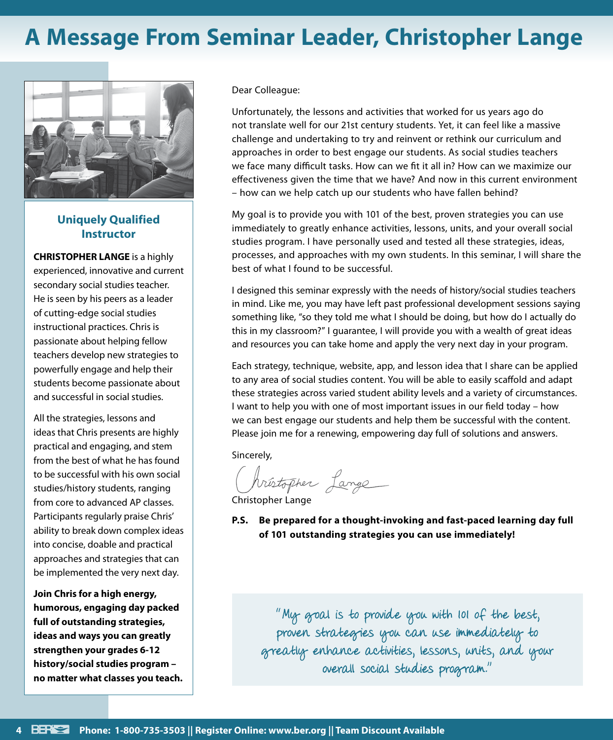# A Message From Seminar Leader, Christopher Lange

### Uniquely Qualified Instructor

**CHRISTOPHER LANGE** is a highly experienced, innovative and current secondary social studies teacher. He is seen by his peers as a leader of cutting-edge social studies instructional practices. Chris is passionate about helping fellow teachers develop new strategies to powerfully engage and help their students become passionate about and successful in social studies.

All the strategies, lessons and ideas that Chris presents are highly practical and engaging, and stem from the best of what he has found to be successful with his own social studies/history students, ranging from core to advanced AP classes. Participants regularly praise Chris' ability to break down complex ideas into concise, doable and practical approaches and strategies that can be implemented the very next day.

**Join Chris for a high energy, humorous, engaging day packed full of outstanding strategies, ideas and ways you can greatly strengthen your grades 6-12 history/social studies program – no matter what classes you teach.**

Dear Colleague:

Unfortunately, the lessons and activities that worked for us years ago do not translate well for our 21st century students. Yet, it can feel like a massive challenge and undertaking to try and reinvent or rethink our curriculum and approaches in order to best engage our students. As social studies teachers we face many difficult tasks. How can we fit it all in? How can we maximize our effectiveness given the time that we have? And now in this current environment – how can we help catch up our students who have fallen behind?

My goal is to provide you with 101 of the best, proven strategies you can use immediately to greatly enhance activities, lessons, units, and your overall social studies program. I have personally used and tested all these strategies, ideas, processes, and approaches with my own students. In this seminar, I will share the best of what I found to be successful.

I designed this seminar expressly with the needs of history/social studies teachers in mind. Like me, you may have left past professional development sessions saying something like, "so they told me what I should be doing, but how do I actually do this in my classroom?" I guarantee, I will provide you with a wealth of great ideas and resources you can take home and apply the very next day in your program.

Each strategy, technique, website, app, and lesson idea that I share can be applied to any area of social studies content. You will be able to easily scaffold and adapt these strategies across varied student ability levels and a variety of circumstances. I want to help you with one of most important issues in our field today – how we can best engage our students and help them be successful with the content. Please join me for a renewing, empowering day full of solutions and answers.

Sincerely,

Christopher Lange

**P.S. Be prepared for a thought-invoking and fast-paced learning day full of 101 outstanding strategies you can use immediately!**

"My goal is to provide you with 101 of the best, proven strategies you can use immediately to greatly enhance activities, lessons, units, and your overall social studies program."

Phone: 1-800-735-3503 || Register Online: www.ber.org || Team Discount Available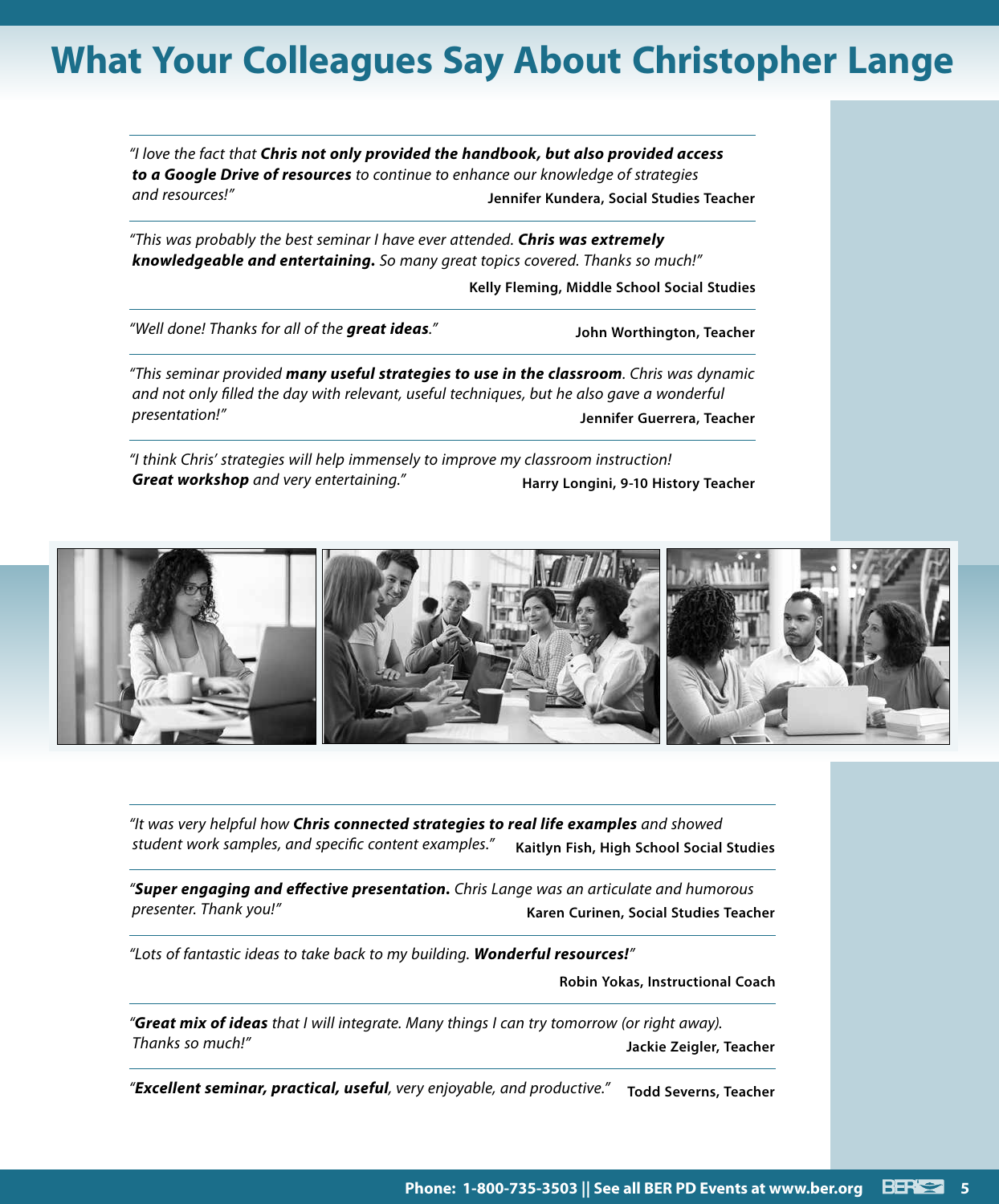# What Your Colleagues Say About Christopher Lange

*"I love the fact that **Chris not only provided the handbook, but also provided access to a Google Drive of resources** to continue to enhance our knowledge of strategies and resources!"*
**Jennifer Kundera, Social Studies Teacher**

---

*"This was probably the best seminar I have ever attended. **Chris was extremely knowledgeable and entertaining.** So many great topics covered. Thanks so much!"*
**Kelly Fleming, Middle School Social Studies**

---

*"Well done! Thanks for all of the **great ideas**."*
**John Worthington, Teacher**

---

*"This seminar provided **many useful strategies to use in the classroom**. Chris was dynamic and not only filled the day with relevant, useful techniques, but he also gave a wonderful presentation!"*
**Jennifer Guerrera, Teacher**

---

*"I think Chris' strategies will help immensely to improve my classroom instruction! **Great workshop** and very entertaining."*
**Harry Longini, 9-10 History Teacher**

---

*"It was very helpful how **Chris connected strategies to real life examples** and showed student work samples, and specific content examples."*
**Kaitlyn Fish, High School Social Studies**

---

*"**Super engaging and effective presentation.** Chris Lange was an articulate and humorous presenter. Thank you!"*
**Karen Curinen, Social Studies Teacher**

---

*"Lots of fantastic ideas to take back to my building. **Wonderful resources!**"*
**Robin Yokas, Instructional Coach**

---

*"**Great mix of ideas** that I will integrate. Many things I can try tomorrow (or right away). Thanks so much!"*
**Jackie Zeigler, Teacher**

---

*"**Excellent seminar, practical, useful**, very enjoyable, and productive."*
**Todd Severns, Teacher**

**Phone: 1-800-735-3503 || See all BER PD Events at www.ber.org**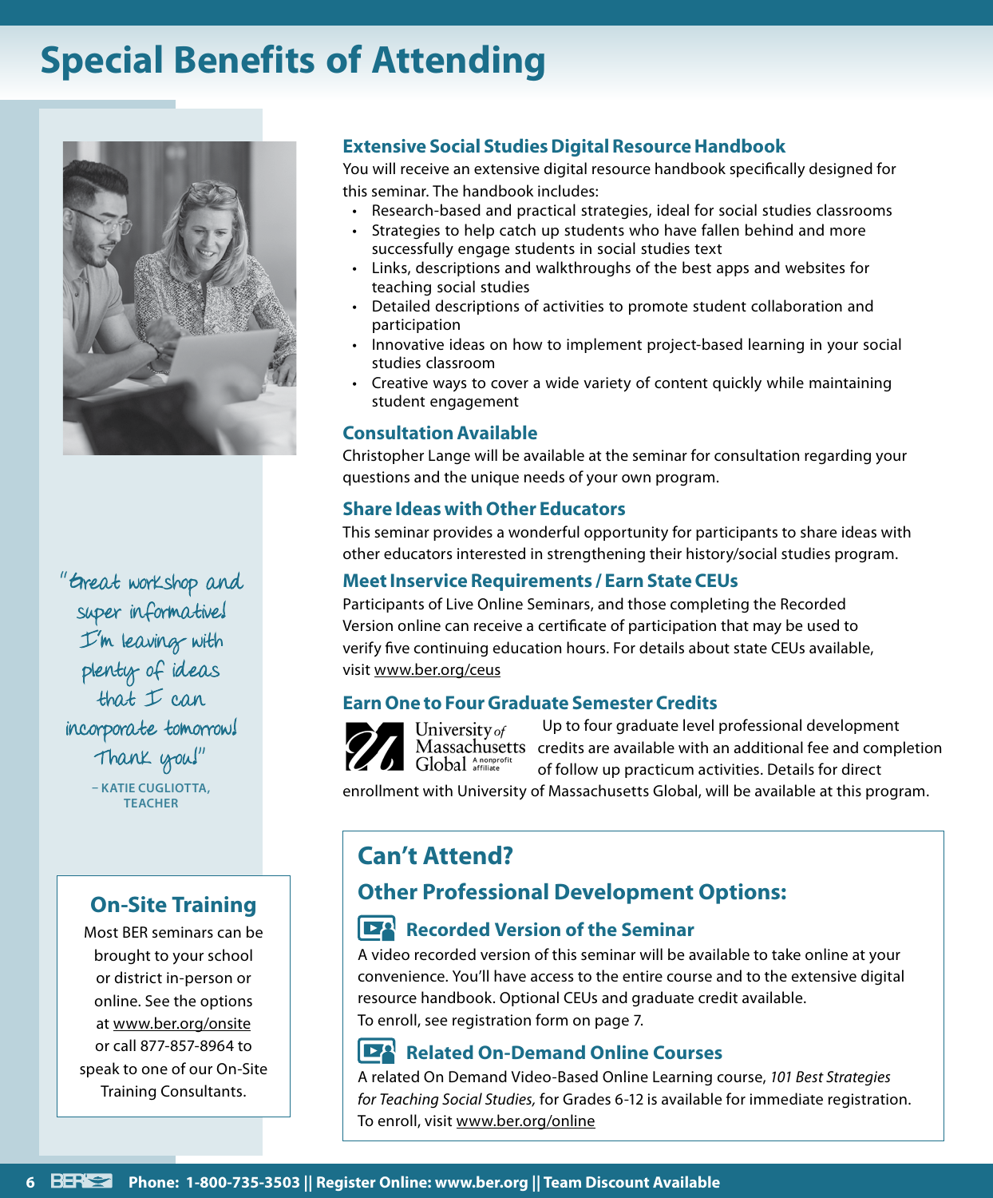# Special Benefits of Attending

"Great workshop and super informative! I'm leaving with plenty of ideas that I can incorporate tomorrow! Thank you!"

– KATIE CUGLIOTTA, TEACHER

## On-Site Training

Most BER seminars can be brought to your school or district in-person or online. See the options at www.ber.org/onsite or call 877-857-8964 to speak to one of our On-Site Training Consultants.

### Extensive Social Studies Digital Resource Handbook

You will receive an extensive digital resource handbook specifically designed for this seminar. The handbook includes:

- Research-based and practical strategies, ideal for social studies classrooms
- Strategies to help catch up students who have fallen behind and more successfully engage students in social studies text
- Links, descriptions and walkthroughs of the best apps and websites for teaching social studies
- Detailed descriptions of activities to promote student collaboration and participation
- Innovative ideas on how to implement project-based learning in your social studies classroom
- Creative ways to cover a wide variety of content quickly while maintaining student engagement

### Consultation Available

Christopher Lange will be available at the seminar for consultation regarding your questions and the unique needs of your own program.

### Share Ideas with Other Educators

This seminar provides a wonderful opportunity for participants to share ideas with other educators interested in strengthening their history/social studies program.

### Meet Inservice Requirements / Earn State CEUs

Participants of Live Online Seminars, and those completing the Recorded Version online can receive a certificate of participation that may be used to verify five continuing education hours. For details about state CEUs available, visit www.ber.org/ceus

### Earn One to Four Graduate Semester Credits

University of Massachusetts Global A nonprofit affiliate

Up to four graduate level professional development credits are available with an additional fee and completion of follow up practicum activities. Details for direct enrollment with University of Massachusetts Global, will be available at this program.

## Can't Attend?

## Other Professional Development Options:

### Recorded Version of the Seminar

A video recorded version of this seminar will be available to take online at your convenience. You'll have access to the entire course and to the extensive digital resource handbook. Optional CEUs and graduate credit available.
To enroll, see registration form on page 7.

### Related On-Demand Online Courses

A related On Demand Video-Based Online Learning course, *101 Best Strategies for Teaching Social Studies,* for Grades 6-12 is available for immediate registration.
To enroll, visit www.ber.org/online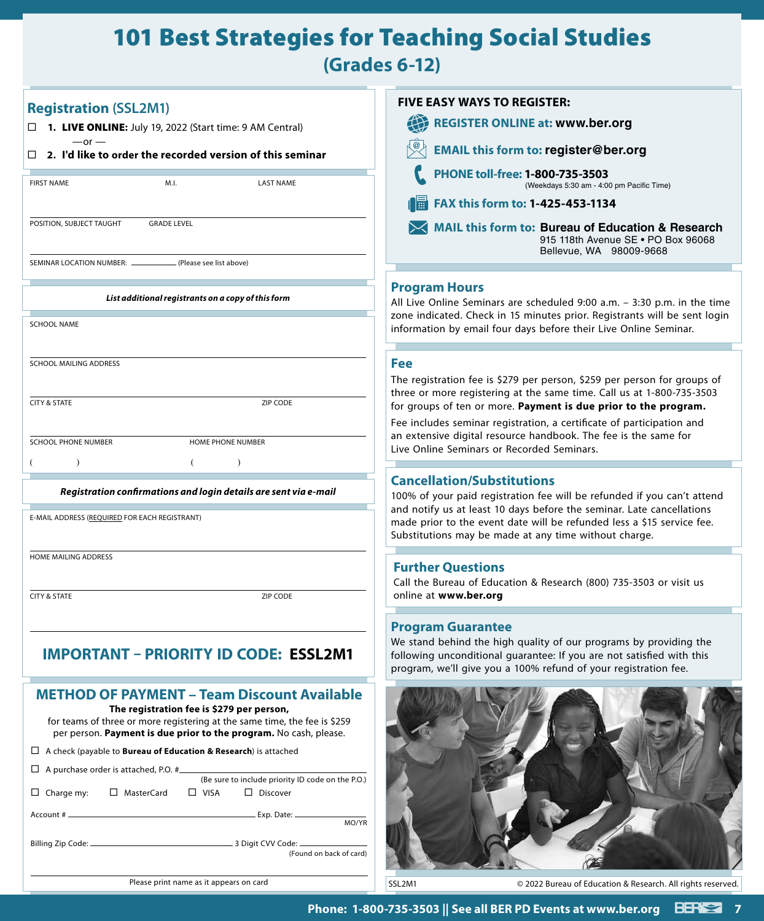# 101 Best Strategies for Teaching Social Studies
## (Grades 6-12)

## Registration (SSL2M1)

☐ **1. LIVE ONLINE:** July 19, 2022 (Start time: 9 AM Central)

—or —

☐ **2. I'd like to order the recorded version of this seminar**

FIRST NAME | M.I. | LAST NAME

POSITION, SUBJECT TAUGHT | GRADE LEVEL

SEMINAR LOCATION NUMBER: ________ (Please see list above)

***List additional registrants on a copy of this form***

SCHOOL NAME

SCHOOL MAILING ADDRESS

CITY & STATE | ZIP CODE

SCHOOL PHONE NUMBER ( ) | HOME PHONE NUMBER ( )

***Registration confirmations and login details are sent via e-mail***

E-MAIL ADDRESS (REQUIRED FOR EACH REGISTRANT)

HOME MAILING ADDRESS

CITY & STATE | ZIP CODE

## IMPORTANT – PRIORITY ID CODE: **ESSL2M1**

## METHOD OF PAYMENT – Team Discount Available

**The registration fee is $279 per person,** for teams of three or more registering at the same time, the fee is $259 per person. **Payment is due prior to the program.** No cash, please.

☐ A check (payable to **Bureau of Education & Research**) is attached

☐ A purchase order is attached, P.O. # ________ (Be sure to include priority ID code on the P.O.)

☐ Charge my: ☐ MasterCard ☐ VISA ☐ Discover

Account # ________ Exp. Date: ________ MO/YR

Billing Zip Code: ________ 3 Digit CVV Code: ________ (Found on back of card)

________
Please print name as it appears on card

## FIVE EASY WAYS TO REGISTER:

- **REGISTER ONLINE at:** **www.ber.org**
- **EMAIL this form to:** **register@ber.org**
- **PHONE toll-free:** **1-800-735-3503** (Weekdays 5:30 am - 4:00 pm Pacific Time)
- **FAX this form to:** **1-425-453-1134**
- **MAIL this form to:** **Bureau of Education & Research**
  915 118th Avenue SE • PO Box 96068
  Bellevue, WA 98009-9668

## Program Hours

All Live Online Seminars are scheduled 9:00 a.m. – 3:30 p.m. in the time zone indicated. Check in 15 minutes prior. Registrants will be sent login information by email four days before their Live Online Seminar.

## Fee

The registration fee is $279 per person, $259 per person for groups of three or more registering at the same time. Call us at 1-800-735-3503 for groups of ten or more. **Payment is due prior to the program.**

Fee includes seminar registration, a certificate of participation and an extensive digital resource handbook. The fee is the same for Live Online Seminars or Recorded Seminars.

## Cancellation/Substitutions

100% of your paid registration fee will be refunded if you can't attend and notify us at least 10 days before the seminar. Late cancellations made prior to the event date will be refunded less a $15 service fee. Substitutions may be made at any time without charge.

## Further Questions

Call the Bureau of Education & Research (800) 735-3503 or visit us online at **www.ber.org**

## Program Guarantee

We stand behind the high quality of our programs by providing the following unconditional guarantee: If you are not satisfied with this program, we'll give you a 100% refund of your registration fee.

SSL2M1 © 2022 Bureau of Education & Research. All rights reserved.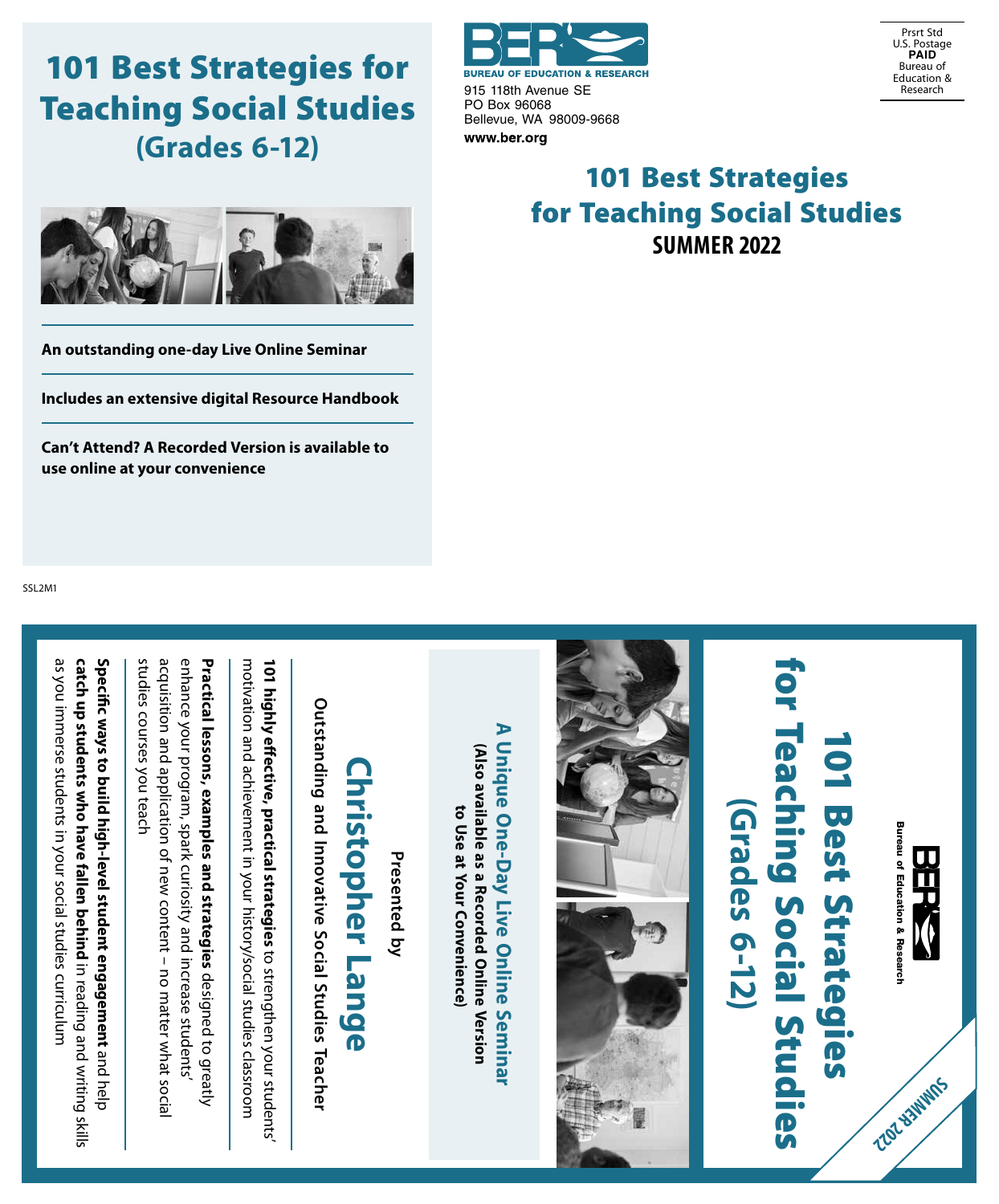# 101 Best Strategies for Teaching Social Studies (Grades 6-12)

**An outstanding one-day Live Online Seminar**

**Includes an extensive digital Resource Handbook**

**Can't Attend? A Recorded Version is available to use online at your convenience**

SSL2M1

BER
BUREAU OF EDUCATION & RESEARCH
915 118th Avenue SE
PO Box 96068
Bellevue, WA 98009-9668
**www.ber.org**

Prsrt Std
U.S. Postage
**PAID**
Bureau of
Education &
Research

## 101 Best Strategies for Teaching Social Studies
**SUMMER 2022**

---

Bureau of Education & Research

# 101 Best Strategies for Teaching Social Studies (Grades 6-12)

SUMMER 2022

**A Unique One-Day Live Online Seminar**
**(Also available as a Recorded Online Version to Use at Your Convenience)**

Presented by

## Christopher Lange

**Outstanding and Innovative Social Studies Teacher**

**101 highly effective, practical strategies** to strengthen your students' motivation and achievement in your history/social studies classroom

**Practical lessons, examples and strategies** designed to greatly enhance your program, spark curiosity and increase students' acquisition and application of new content – no matter what social studies courses you teach

**Specific ways to build high-level student engagement** and help **catch up students who have fallen behind** in reading and writing skills as you immerse students in your social studies curriculum